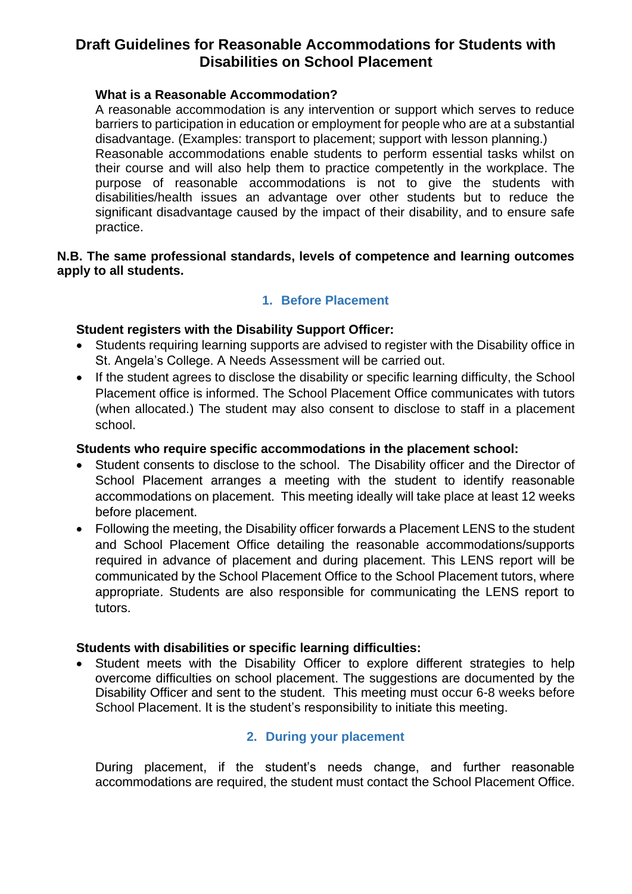# Draft Guidelines for Reasonable Accommodations for Students with Disabilities on School Placement

**What is a Reasonable Accommodation?**

A reasonable accommodation is any intervention or support which serves to reduce barriers to participation in education or employment for people who are at a substantial disadvantage. (Examples: transport to placement; support with lesson planning.) Reasonable accommodations enable students to perform essential tasks whilst on their course and will also help them to practice competently in the workplace. The purpose of reasonable accommodations is not to give the students with disabilities/health issues an advantage over other students but to reduce the significant disadvantage caused by the impact of their disability, and to ensure safe practice.

**N.B. The same professional standards, levels of competence and learning outcomes apply to all students.**

## 1. Before Placement

**Student registers with the Disability Support Officer:**

- Students requiring learning supports are advised to register with the Disability office in St. Angela's College. A Needs Assessment will be carried out.
- If the student agrees to disclose the disability or specific learning difficulty, the School Placement office is informed. The School Placement Office communicates with tutors (when allocated.) The student may also consent to disclose to staff in a placement school.

**Students who require specific accommodations in the placement school:**

- Student consents to disclose to the school. The Disability officer and the Director of School Placement arranges a meeting with the student to identify reasonable accommodations on placement. This meeting ideally will take place at least 12 weeks before placement.
- Following the meeting, the Disability officer forwards a Placement LENS to the student and School Placement Office detailing the reasonable accommodations/supports required in advance of placement and during placement. This LENS report will be communicated by the School Placement Office to the School Placement tutors, where appropriate. Students are also responsible for communicating the LENS report to tutors.

**Students with disabilities or specific learning difficulties:**

- Student meets with the Disability Officer to explore different strategies to help overcome difficulties on school placement. The suggestions are documented by the Disability Officer and sent to the student. This meeting must occur 6-8 weeks before School Placement. It is the student's responsibility to initiate this meeting.

## 2. During your placement

During placement, if the student's needs change, and further reasonable accommodations are required, the student must contact the School Placement Office.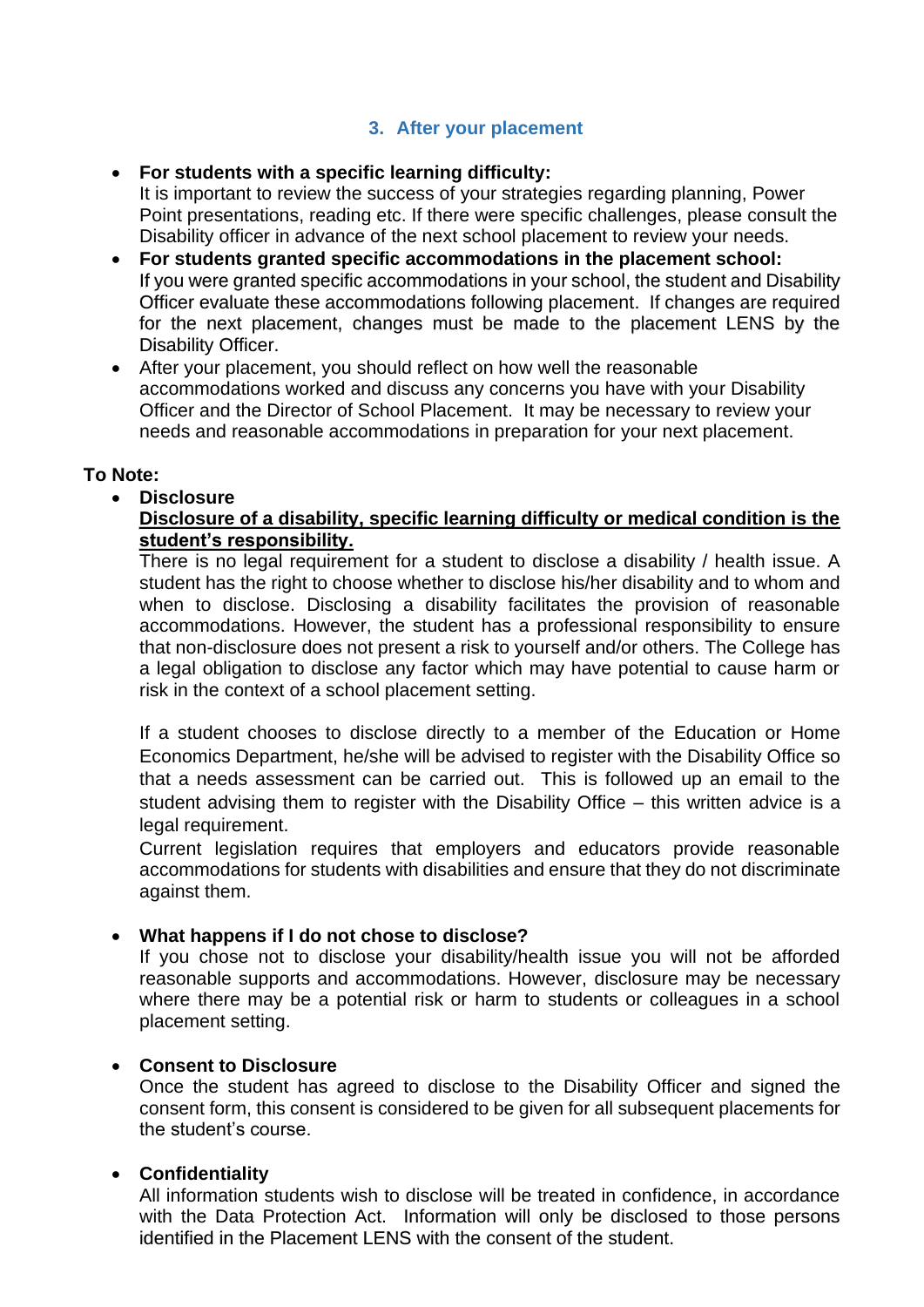## 3. After your placement

- **For students with a specific learning difficulty:**
  It is important to review the success of your strategies regarding planning, Power Point presentations, reading etc. If there were specific challenges, please consult the Disability officer in advance of the next school placement to review your needs.
- **For students granted specific accommodations in the placement school:**
  If you were granted specific accommodations in your school, the student and Disability Officer evaluate these accommodations following placement. If changes are required for the next placement, changes must be made to the placement LENS by the Disability Officer.
- After your placement, you should reflect on how well the reasonable accommodations worked and discuss any concerns you have with your Disability Officer and the Director of School Placement. It may be necessary to review your needs and reasonable accommodations in preparation for your next placement.

**To Note:**

- **Disclosure**
  **<u>Disclosure of a disability, specific learning difficulty or medical condition is the student's responsibility.</u>**
  There is no legal requirement for a student to disclose a disability / health issue. A student has the right to choose whether to disclose his/her disability and to whom and when to disclose. Disclosing a disability facilitates the provision of reasonable accommodations. However, the student has a professional responsibility to ensure that non-disclosure does not present a risk to yourself and/or others. The College has a legal obligation to disclose any factor which may have potential to cause harm or risk in the context of a school placement setting.

  If a student chooses to disclose directly to a member of the Education or Home Economics Department, he/she will be advised to register with the Disability Office so that a needs assessment can be carried out. This is followed up an email to the student advising them to register with the Disability Office – this written advice is a legal requirement.
  Current legislation requires that employers and educators provide reasonable accommodations for students with disabilities and ensure that they do not discriminate against them.

- **What happens if I do not chose to disclose?**
  If you chose not to disclose your disability/health issue you will not be afforded reasonable supports and accommodations. However, disclosure may be necessary where there may be a potential risk or harm to students or colleagues in a school placement setting.

- **Consent to Disclosure**
  Once the student has agreed to disclose to the Disability Officer and signed the consent form, this consent is considered to be given for all subsequent placements for the student's course.

- **Confidentiality**
  All information students wish to disclose will be treated in confidence, in accordance with the Data Protection Act. Information will only be disclosed to those persons identified in the Placement LENS with the consent of the student.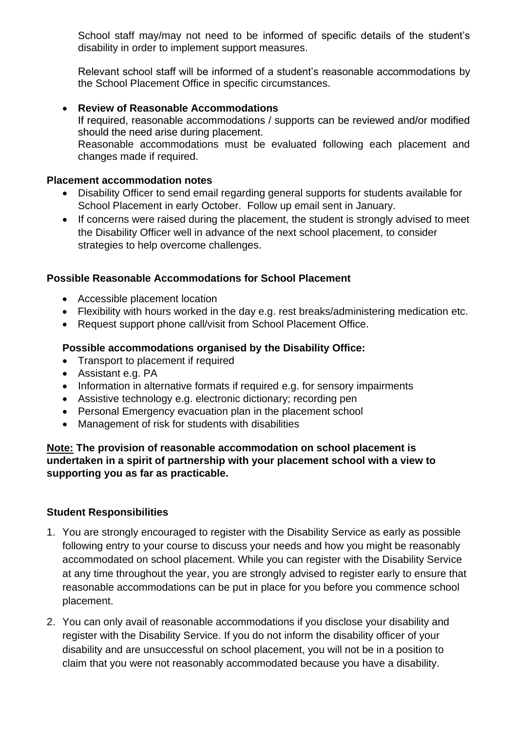School staff may/may not need to be informed of specific details of the student's disability in order to implement support measures.

Relevant school staff will be informed of a student's reasonable accommodations by the School Placement Office in specific circumstances.

- **Review of Reasonable Accommodations**
  If required, reasonable accommodations / supports can be reviewed and/or modified should the need arise during placement.
  Reasonable accommodations must be evaluated following each placement and changes made if required.

**Placement accommodation notes**

- Disability Officer to send email regarding general supports for students available for School Placement in early October. Follow up email sent in January.
- If concerns were raised during the placement, the student is strongly advised to meet the Disability Officer well in advance of the next school placement, to consider strategies to help overcome challenges.

**Possible Reasonable Accommodations for School Placement**

- Accessible placement location
- Flexibility with hours worked in the day e.g. rest breaks/administering medication etc.
- Request support phone call/visit from School Placement Office.

**Possible accommodations organised by the Disability Office:**

- Transport to placement if required
- Assistant e.g. PA
- Information in alternative formats if required e.g. for sensory impairments
- Assistive technology e.g. electronic dictionary; recording pen
- Personal Emergency evacuation plan in the placement school
- Management of risk for students with disabilities

**<u>Note:</u> The provision of reasonable accommodation on school placement is undertaken in a spirit of partnership with your placement school with a view to supporting you as far as practicable.**

**Student Responsibilities**

1. You are strongly encouraged to register with the Disability Service as early as possible following entry to your course to discuss your needs and how you might be reasonably accommodated on school placement. While you can register with the Disability Service at any time throughout the year, you are strongly advised to register early to ensure that reasonable accommodations can be put in place for you before you commence school placement.
2. You can only avail of reasonable accommodations if you disclose your disability and register with the Disability Service. If you do not inform the disability officer of your disability and are unsuccessful on school placement, you will not be in a position to claim that you were not reasonably accommodated because you have a disability.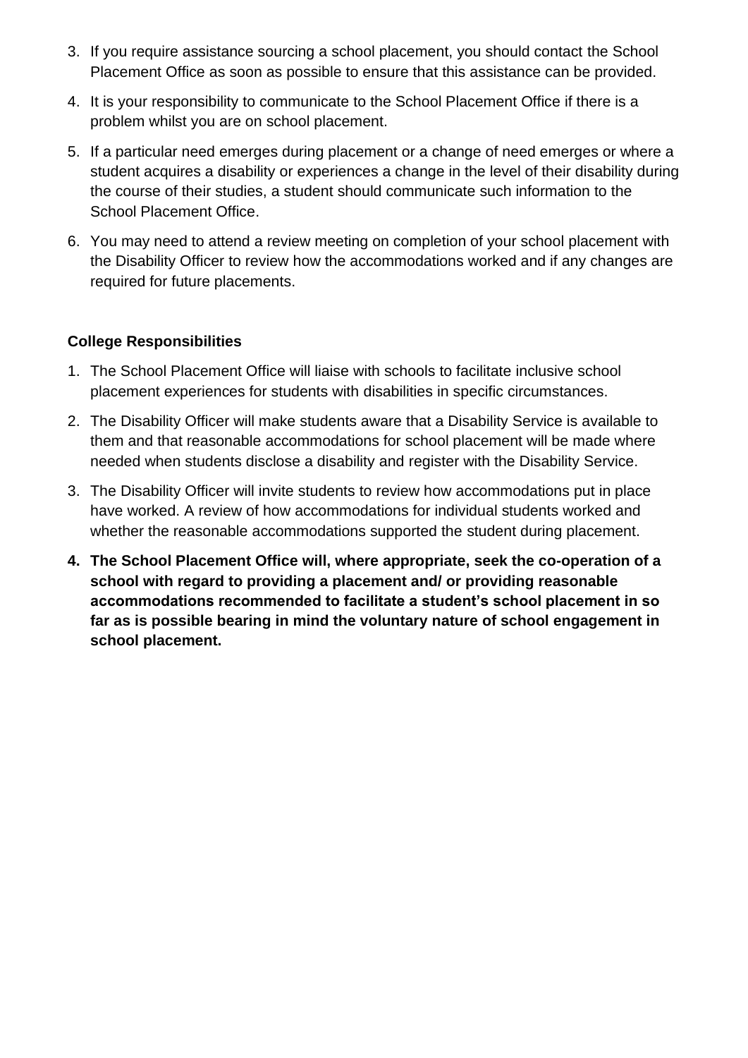3. If you require assistance sourcing a school placement, you should contact the School Placement Office as soon as possible to ensure that this assistance can be provided.
4. It is your responsibility to communicate to the School Placement Office if there is a problem whilst you are on school placement.
5. If a particular need emerges during placement or a change of need emerges or where a student acquires a disability or experiences a change in the level of their disability during the course of their studies, a student should communicate such information to the School Placement Office.
6. You may need to attend a review meeting on completion of your school placement with the Disability Officer to review how the accommodations worked and if any changes are required for future placements.

**College Responsibilities**

1. The School Placement Office will liaise with schools to facilitate inclusive school placement experiences for students with disabilities in specific circumstances.
2. The Disability Officer will make students aware that a Disability Service is available to them and that reasonable accommodations for school placement will be made where needed when students disclose a disability and register with the Disability Service.
3. The Disability Officer will invite students to review how accommodations put in place have worked. A review of how accommodations for individual students worked and whether the reasonable accommodations supported the student during placement.
4. **The School Placement Office will, where appropriate, seek the co-operation of a school with regard to providing a placement and/ or providing reasonable accommodations recommended to facilitate a student's school placement in so far as is possible bearing in mind the voluntary nature of school engagement in school placement.**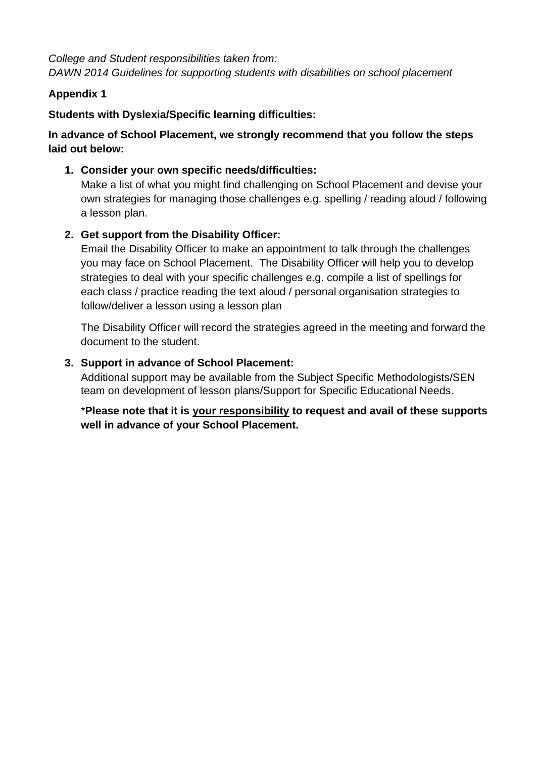*College and Student responsibilities taken from:*
*DAWN 2014 Guidelines for supporting students with disabilities on school placement*

**Appendix 1**

**Students with Dyslexia/Specific learning difficulties:**

**In advance of School Placement, we strongly recommend that you follow the steps laid out below:**

1. **Consider your own specific needs/difficulties:**
   Make a list of what you might find challenging on School Placement and devise your own strategies for managing those challenges e.g. spelling / reading aloud / following a lesson plan.

2. **Get support from the Disability Officer:**
   Email the Disability Officer to make an appointment to talk through the challenges you may face on School Placement. The Disability Officer will help you to develop strategies to deal with your specific challenges e.g. compile a list of spellings for each class / practice reading the text aloud / personal organisation strategies to follow/deliver a lesson using a lesson plan

   The Disability Officer will record the strategies agreed in the meeting and forward the document to the student.

3. **Support in advance of School Placement:**
   Additional support may be available from the Subject Specific Methodologists/SEN team on development of lesson plans/Support for Specific Educational Needs.

   \***Please note that it is <u>your responsibility</u> to request and avail of these supports well in advance of your School Placement.**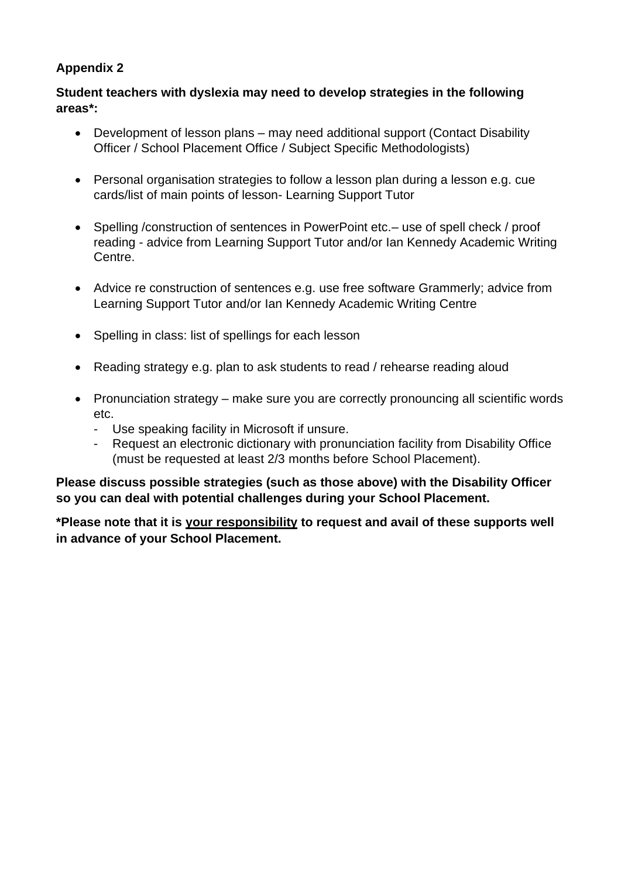**Appendix 2**

**Student teachers with dyslexia may need to develop strategies in the following areas*:**

- Development of lesson plans – may need additional support (Contact Disability Officer / School Placement Office / Subject Specific Methodologists)

- Personal organisation strategies to follow a lesson plan during a lesson e.g. cue cards/list of main points of lesson- Learning Support Tutor

- Spelling /construction of sentences in PowerPoint etc.– use of spell check / proof reading - advice from Learning Support Tutor and/or Ian Kennedy Academic Writing Centre.

- Advice re construction of sentences e.g. use free software Grammerly; advice from Learning Support Tutor and/or Ian Kennedy Academic Writing Centre

- Spelling in class: list of spellings for each lesson

- Reading strategy e.g. plan to ask students to read / rehearse reading aloud

- Pronunciation strategy – make sure you are correctly pronouncing all scientific words etc.
  - Use speaking facility in Microsoft if unsure.
  - Request an electronic dictionary with pronunciation facility from Disability Office (must be requested at least 2/3 months before School Placement).

**Please discuss possible strategies (such as those above) with the Disability Officer so you can deal with potential challenges during your School Placement.**

***Please note that it is <u>your responsibility</u> to request and avail of these supports well in advance of your School Placement.**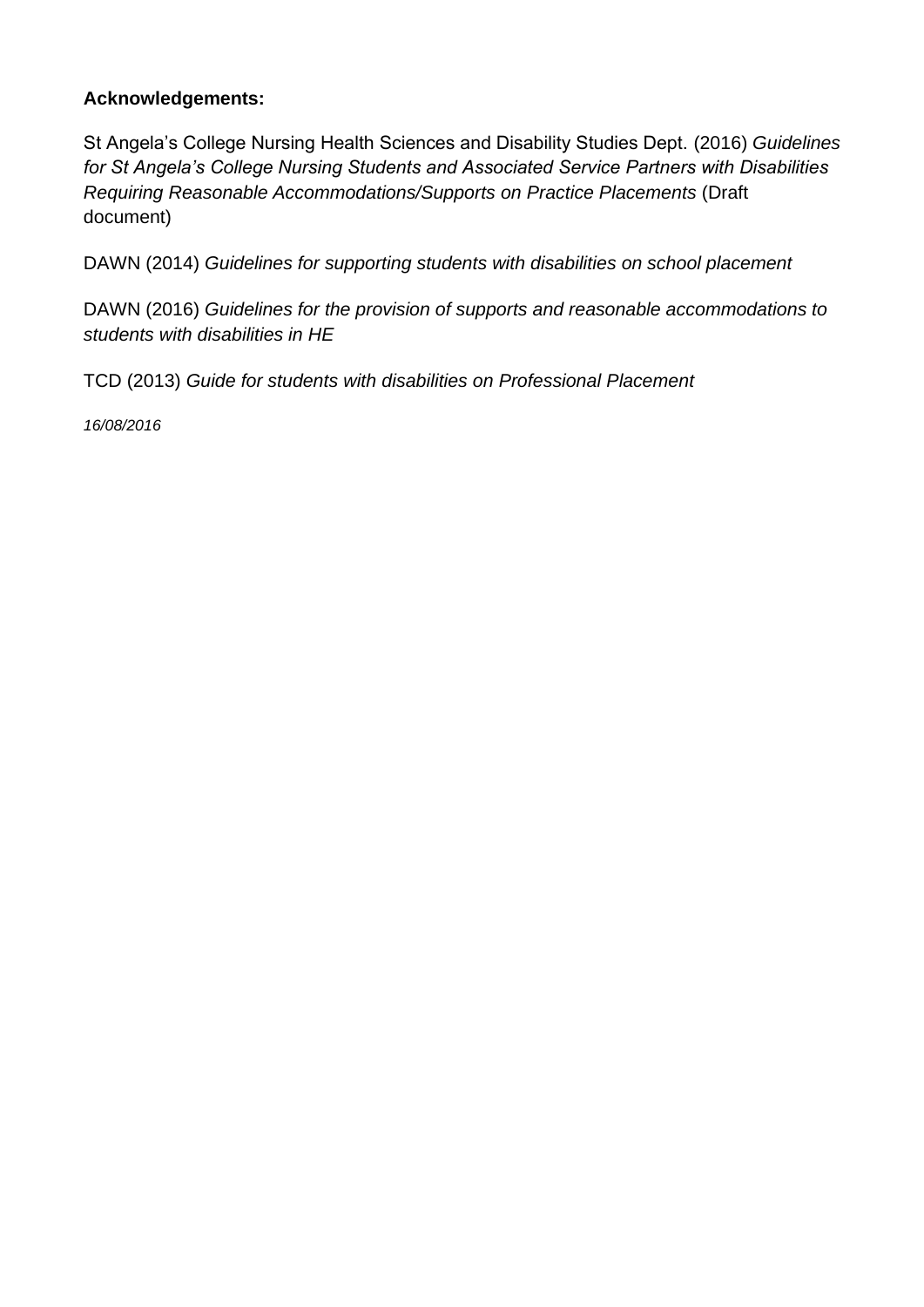**Acknowledgements:**

St Angela's College Nursing Health Sciences and Disability Studies Dept. (2016) *Guidelines for St Angela's College Nursing Students and Associated Service Partners with Disabilities Requiring Reasonable Accommodations/Supports on Practice Placements* (Draft document)

DAWN (2014) *Guidelines for supporting students with disabilities on school placement*

DAWN (2016) *Guidelines for the provision of supports and reasonable accommodations to students with disabilities in HE*

TCD (2013) *Guide for students with disabilities on Professional Placement*

*16/08/2016*